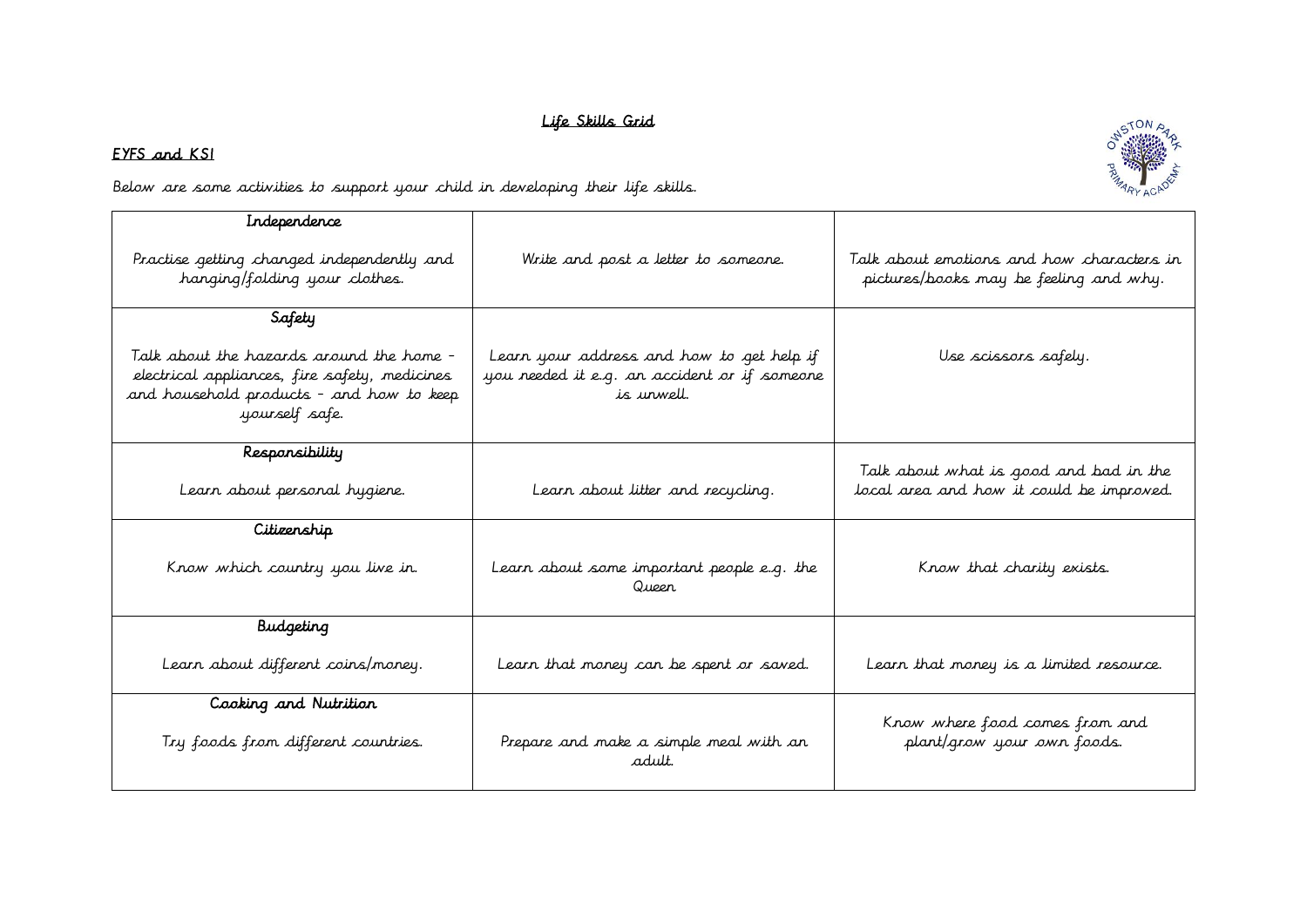# Life Skills Grid

## EYFS and KS1

Below are some activities to support your child in developing their life skills.

| | | |
|---|---|---|
| **Independence**<br><br>Practise getting changed independently and hanging/folding your clothes. | Write and post a letter to someone. | Talk about emotions and how characters in pictures/books may be feeling and why. |
| **Safety**<br><br>Talk about the hazards around the home - electrical appliances, fire safety, medicines and household products - and how to keep yourself safe. | Learn your address and how to get help if you needed it e.g. an accident or if someone is unwell. | Use scissors safely. |
| **Responsibility**<br><br>Learn about personal hygiene. | Learn about litter and recycling. | Talk about what is good and bad in the local area and how it could be improved. |
| **Citizenship**<br><br>Know which country you live in. | Learn about some important people e.g. the Queen | Know that charity exists. |
| **Budgeting**<br><br>Learn about different coins/money. | Learn that money can be spent or saved. | Learn that money is a limited resource. |
| **Cooking and Nutrition**<br><br>Try foods from different countries. | Prepare and make a simple meal with an adult. | Know where food comes from and plant/grow your own foods. |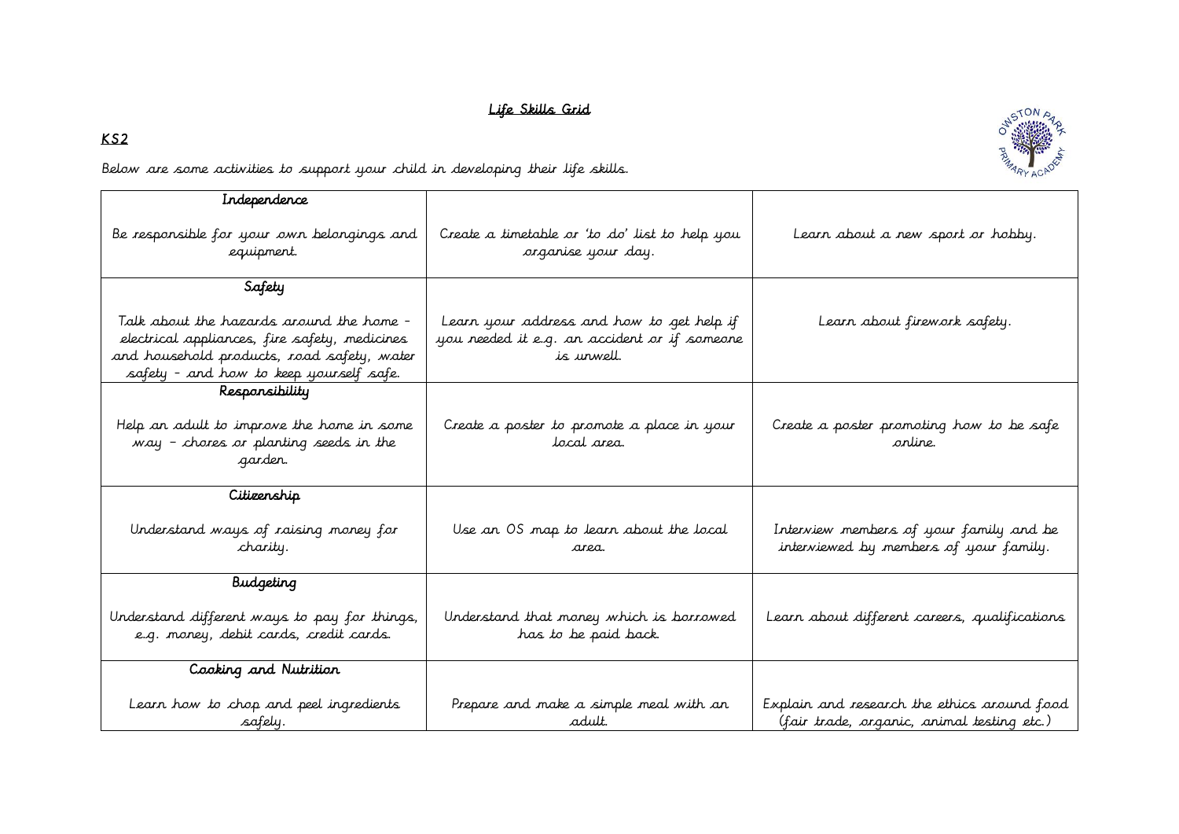# Life Skills Grid

## KS2

Below are some activities to support your child in developing their life skills.

| | | |
|---|---|---|
| **Independence**<br><br>Be responsible for your own belongings and equipment. | Create a timetable or 'to do' list to help you organise your day. | Learn about a new sport or hobby. |
| **Safety**<br><br>Talk about the hazards around the home - electrical appliances, fire safety, medicines and household products, road safety, water safety - and how to keep yourself safe. | Learn your address and how to get help if you needed it e.g. an accident or if someone is unwell. | Learn about firework safety. |
| **Responsibility**<br><br>Help an adult to improve the home in some way – chores or planting seeds in the garden. | Create a poster to promote a place in your local area. | Create a poster promoting how to be safe online. |
| **Citizenship**<br><br>Understand ways of raising money for charity. | Use an OS map to learn about the local area. | Interview members of your family and be interviewed by members of your family. |
| **Budgeting**<br><br>Understand different ways to pay for things, e.g. money, debit cards, credit cards. | Understand that money which is borrowed has to be paid back. | Learn about different careers, qualifications |
| **Cooking and Nutrition**<br><br>Learn how to chop and peel ingredients safely. | Prepare and make a simple meal with an adult. | Explain and research the ethics around food (fair trade, organic, animal testing etc.) |